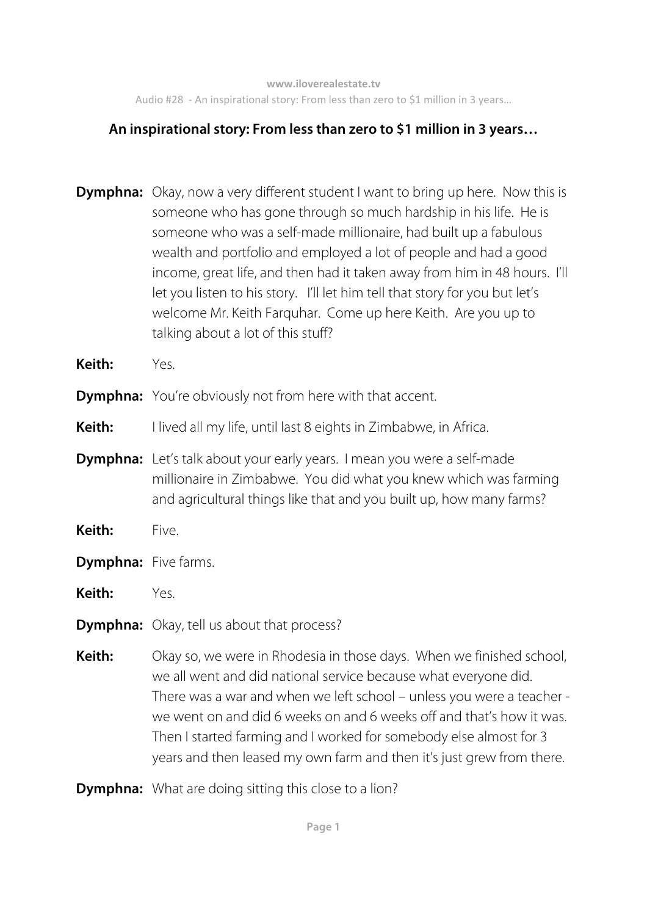# An inspirational story: From less than zero to $1 million in 3 years…

**Dymphna:** Okay, now a very different student I want to bring up here. Now this is someone who has gone through so much hardship in his life. He is someone who was a self-made millionaire, had built up a fabulous wealth and portfolio and employed a lot of people and had a good income, great life, and then had it taken away from him in 48 hours. I'll let you listen to his story. I'll let him tell that story for you but let's welcome Mr. Keith Farquhar. Come up here Keith. Are you up to talking about a lot of this stuff?

**Keith:** Yes.

**Dymphna:** You're obviously not from here with that accent.

**Keith:** I lived all my life, until last 8 eights in Zimbabwe, in Africa.

**Dymphna:** Let's talk about your early years. I mean you were a self-made millionaire in Zimbabwe. You did what you knew which was farming and agricultural things like that and you built up, how many farms?

**Keith:** Five.

**Dymphna:** Five farms.

**Keith:** Yes.

**Dymphna:** Okay, tell us about that process?

**Keith:** Okay so, we were in Rhodesia in those days. When we finished school, we all went and did national service because what everyone did. There was a war and when we left school – unless you were a teacher - we went on and did 6 weeks on and 6 weeks off and that's how it was. Then I started farming and I worked for somebody else almost for 3 years and then leased my own farm and then it's just grew from there.

**Dymphna:** What are doing sitting this close to a lion?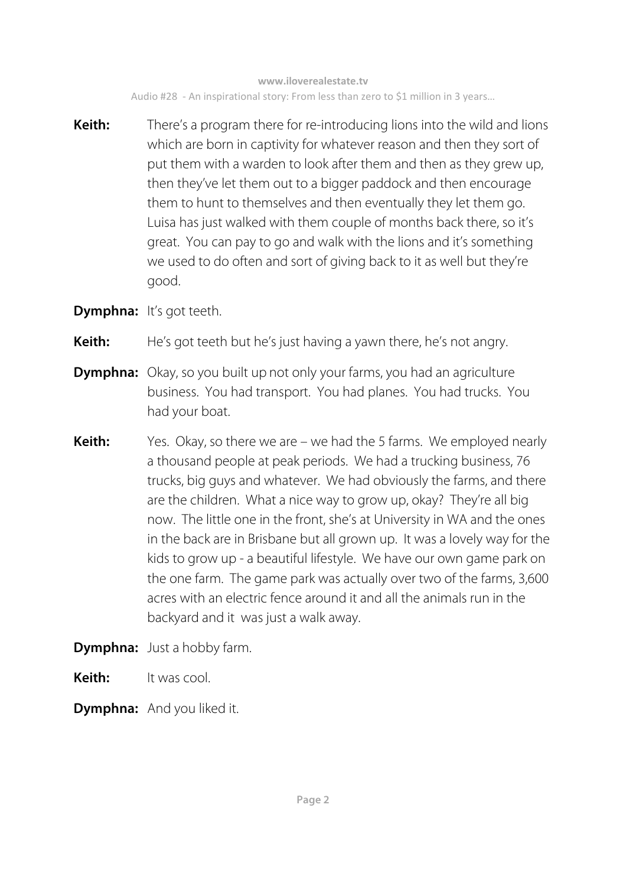**Keith:** There's a program there for re-introducing lions into the wild and lions which are born in captivity for whatever reason and then they sort of put them with a warden to look after them and then as they grew up, then they've let them out to a bigger paddock and then encourage them to hunt to themselves and then eventually they let them go. Luisa has just walked with them couple of months back there, so it's great. You can pay to go and walk with the lions and it's something we used to do often and sort of giving back to it as well but they're good.

**Dymphna:** It's got teeth.

**Keith:** He's got teeth but he's just having a yawn there, he's not angry.

**Dymphna:** Okay, so you built up not only your farms, you had an agriculture business. You had transport. You had planes. You had trucks. You had your boat.

**Keith:** Yes. Okay, so there we are – we had the 5 farms. We employed nearly a thousand people at peak periods. We had a trucking business, 76 trucks, big guys and whatever. We had obviously the farms, and there are the children. What a nice way to grow up, okay? They're all big now. The little one in the front, she's at University in WA and the ones in the back are in Brisbane but all grown up. It was a lovely way for the kids to grow up - a beautiful lifestyle. We have our own game park on the one farm. The game park was actually over two of the farms, 3,600 acres with an electric fence around it and all the animals run in the backyard and it was just a walk away.

**Dymphna:** Just a hobby farm.

**Keith:** It was cool.

**Dymphna:** And you liked it.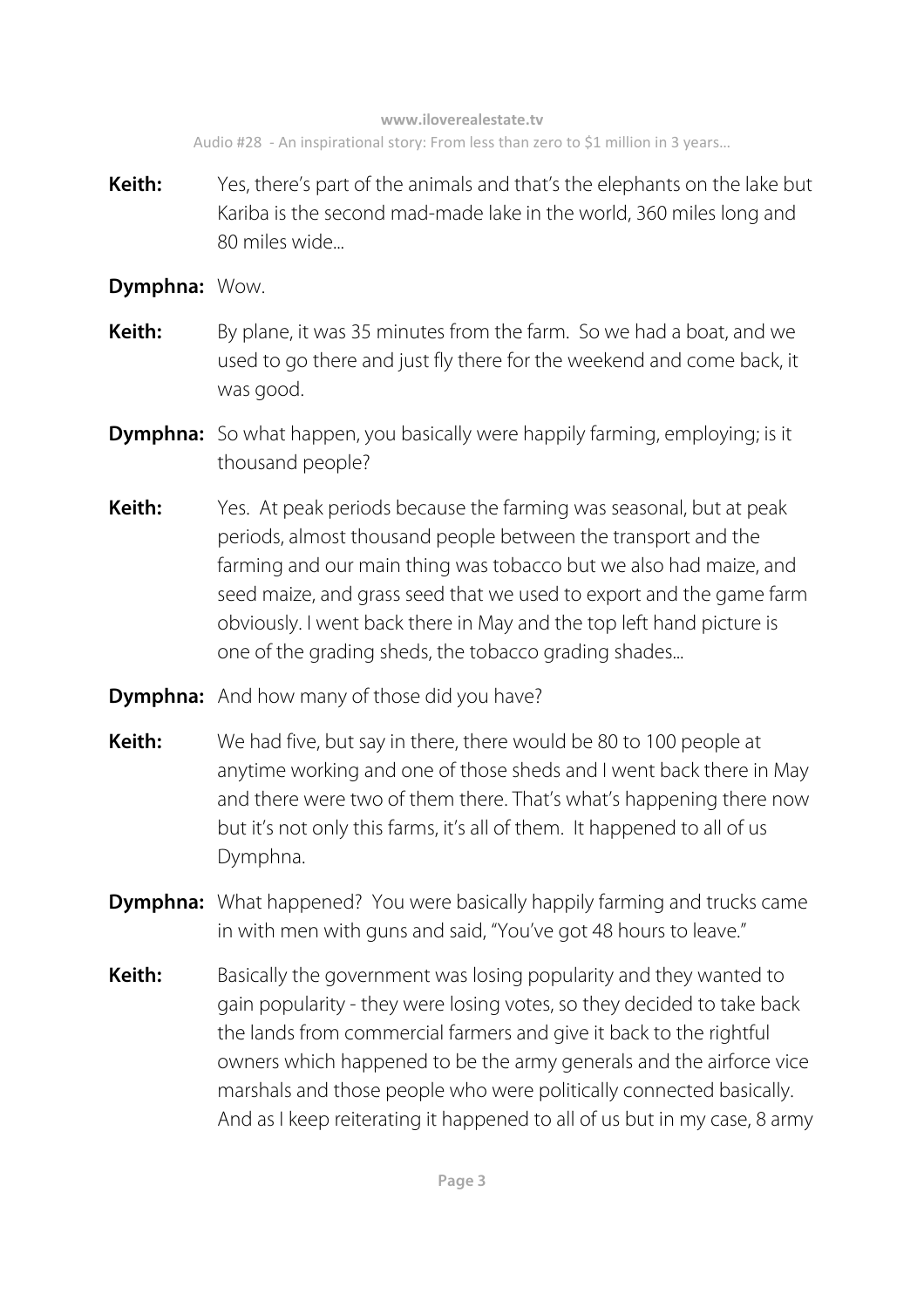**Keith:** Yes, there's part of the animals and that's the elephants on the lake but Kariba is the second mad-made lake in the world, 360 miles long and 80 miles wide...

**Dymphna:** Wow.

**Keith:** By plane, it was 35 minutes from the farm. So we had a boat, and we used to go there and just fly there for the weekend and come back, it was good.

**Dymphna:** So what happen, you basically were happily farming, employing; is it thousand people?

**Keith:** Yes. At peak periods because the farming was seasonal, but at peak periods, almost thousand people between the transport and the farming and our main thing was tobacco but we also had maize, and seed maize, and grass seed that we used to export and the game farm obviously. I went back there in May and the top left hand picture is one of the grading sheds, the tobacco grading shades...

**Dymphna:** And how many of those did you have?

**Keith:** We had five, but say in there, there would be 80 to 100 people at anytime working and one of those sheds and I went back there in May and there were two of them there. That's what's happening there now but it's not only this farms, it's all of them. It happened to all of us Dymphna.

**Dymphna:** What happened? You were basically happily farming and trucks came in with men with guns and said, "You've got 48 hours to leave."

**Keith:** Basically the government was losing popularity and they wanted to gain popularity - they were losing votes, so they decided to take back the lands from commercial farmers and give it back to the rightful owners which happened to be the army generals and the airforce vice marshals and those people who were politically connected basically. And as I keep reiterating it happened to all of us but in my case, 8 army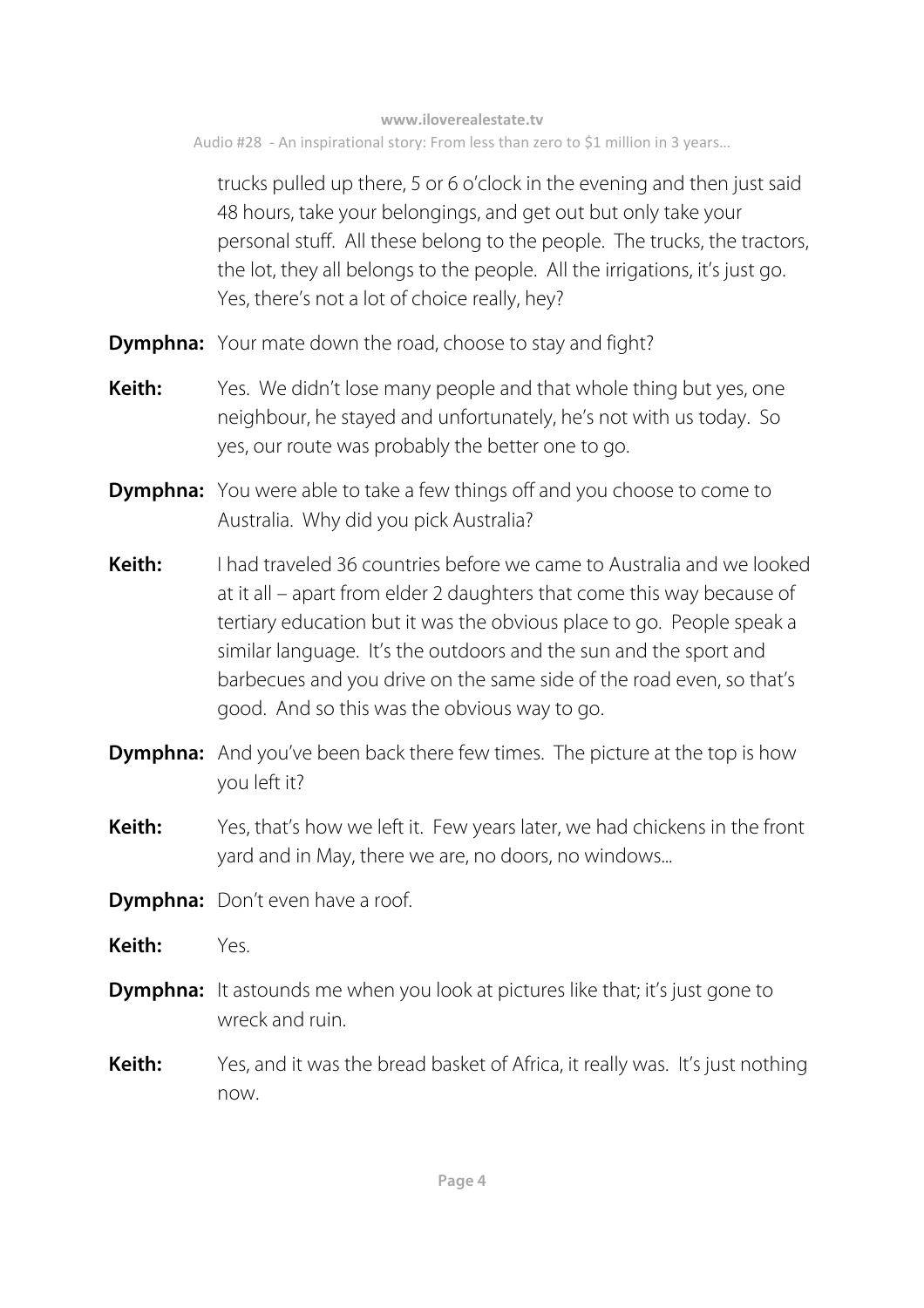trucks pulled up there, 5 or 6 o'clock in the evening and then just said 48 hours, take your belongings, and get out but only take your personal stuff. All these belong to the people. The trucks, the tractors, the lot, they all belongs to the people. All the irrigations, it's just go. Yes, there's not a lot of choice really, hey?

**Dymphna:** Your mate down the road, choose to stay and fight?

**Keith:** Yes. We didn't lose many people and that whole thing but yes, one neighbour, he stayed and unfortunately, he's not with us today. So yes, our route was probably the better one to go.

**Dymphna:** You were able to take a few things off and you choose to come to Australia. Why did you pick Australia?

**Keith:** I had traveled 36 countries before we came to Australia and we looked at it all – apart from elder 2 daughters that come this way because of tertiary education but it was the obvious place to go. People speak a similar language. It's the outdoors and the sun and the sport and barbecues and you drive on the same side of the road even, so that's good. And so this was the obvious way to go.

**Dymphna:** And you've been back there few times. The picture at the top is how you left it?

**Keith:** Yes, that's how we left it. Few years later, we had chickens in the front yard and in May, there we are, no doors, no windows...

**Dymphna:** Don't even have a roof.

**Keith:** Yes.

**Dymphna:** It astounds me when you look at pictures like that; it's just gone to wreck and ruin.

**Keith:** Yes, and it was the bread basket of Africa, it really was. It's just nothing now.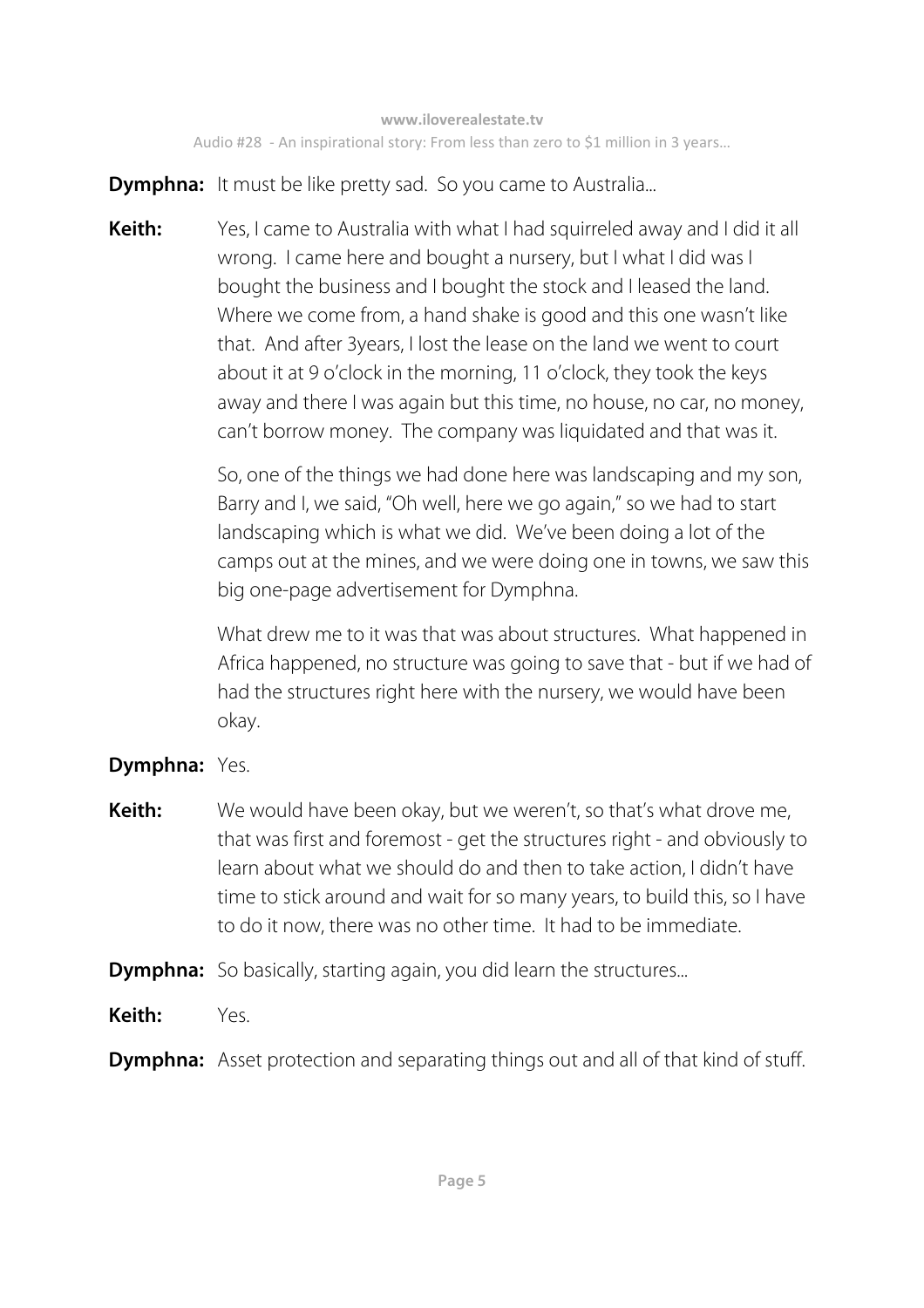**Dymphna:** It must be like pretty sad. So you came to Australia...

**Keith:** Yes, I came to Australia with what I had squirreled away and I did it all wrong. I came here and bought a nursery, but I what I did was I bought the business and I bought the stock and I leased the land. Where we come from, a hand shake is good and this one wasn't like that. And after 3years, I lost the lease on the land we went to court about it at 9 o'clock in the morning, 11 o'clock, they took the keys away and there I was again but this time, no house, no car, no money, can't borrow money. The company was liquidated and that was it.

So, one of the things we had done here was landscaping and my son, Barry and I, we said, "Oh well, here we go again," so we had to start landscaping which is what we did. We've been doing a lot of the camps out at the mines, and we were doing one in towns, we saw this big one-page advertisement for Dymphna.

What drew me to it was that was about structures. What happened in Africa happened, no structure was going to save that - but if we had of had the structures right here with the nursery, we would have been okay.

**Dymphna:** Yes.

**Keith:** We would have been okay, but we weren't, so that's what drove me, that was first and foremost - get the structures right - and obviously to learn about what we should do and then to take action, I didn't have time to stick around and wait for so many years, to build this, so I have to do it now, there was no other time. It had to be immediate.

**Dymphna:** So basically, starting again, you did learn the structures...

**Keith:** Yes.

**Dymphna:** Asset protection and separating things out and all of that kind of stuff.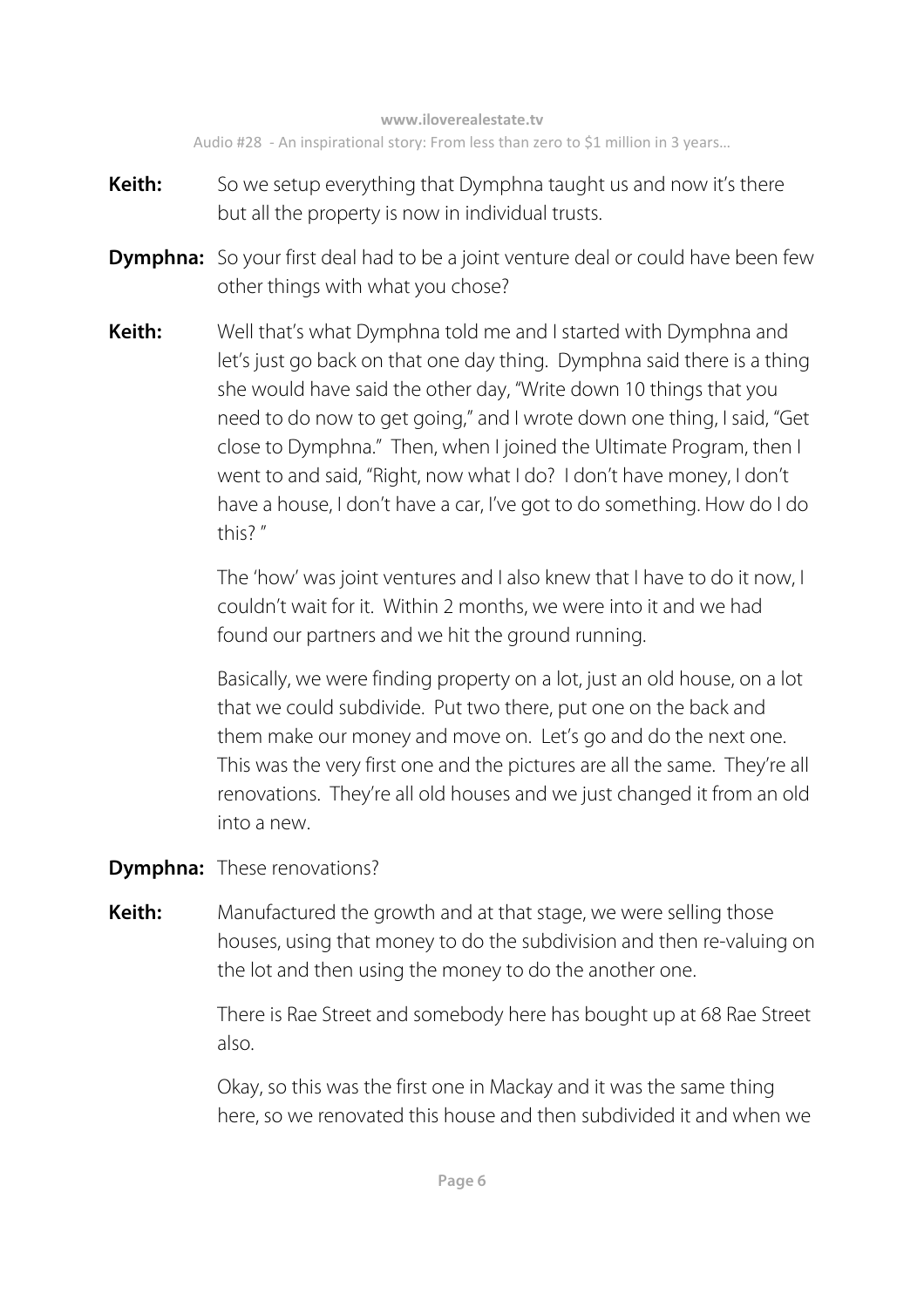**Keith:** So we setup everything that Dymphna taught us and now it's there but all the property is now in individual trusts.

**Dymphna:** So your first deal had to be a joint venture deal or could have been few other things with what you chose?

**Keith:** Well that's what Dymphna told me and I started with Dymphna and let's just go back on that one day thing. Dymphna said there is a thing she would have said the other day, "Write down 10 things that you need to do now to get going," and I wrote down one thing, I said, "Get close to Dymphna." Then, when I joined the Ultimate Program, then I went to and said, "Right, now what I do? I don't have money, I don't have a house, I don't have a car, I've got to do something. How do I do this? "

The 'how' was joint ventures and I also knew that I have to do it now, I couldn't wait for it. Within 2 months, we were into it and we had found our partners and we hit the ground running.

Basically, we were finding property on a lot, just an old house, on a lot that we could subdivide. Put two there, put one on the back and them make our money and move on. Let's go and do the next one. This was the very first one and the pictures are all the same. They're all renovations. They're all old houses and we just changed it from an old into a new.

**Dymphna:** These renovations?

**Keith:** Manufactured the growth and at that stage, we were selling those houses, using that money to do the subdivision and then re-valuing on the lot and then using the money to do the another one.

There is Rae Street and somebody here has bought up at 68 Rae Street also.

Okay, so this was the first one in Mackay and it was the same thing here, so we renovated this house and then subdivided it and when we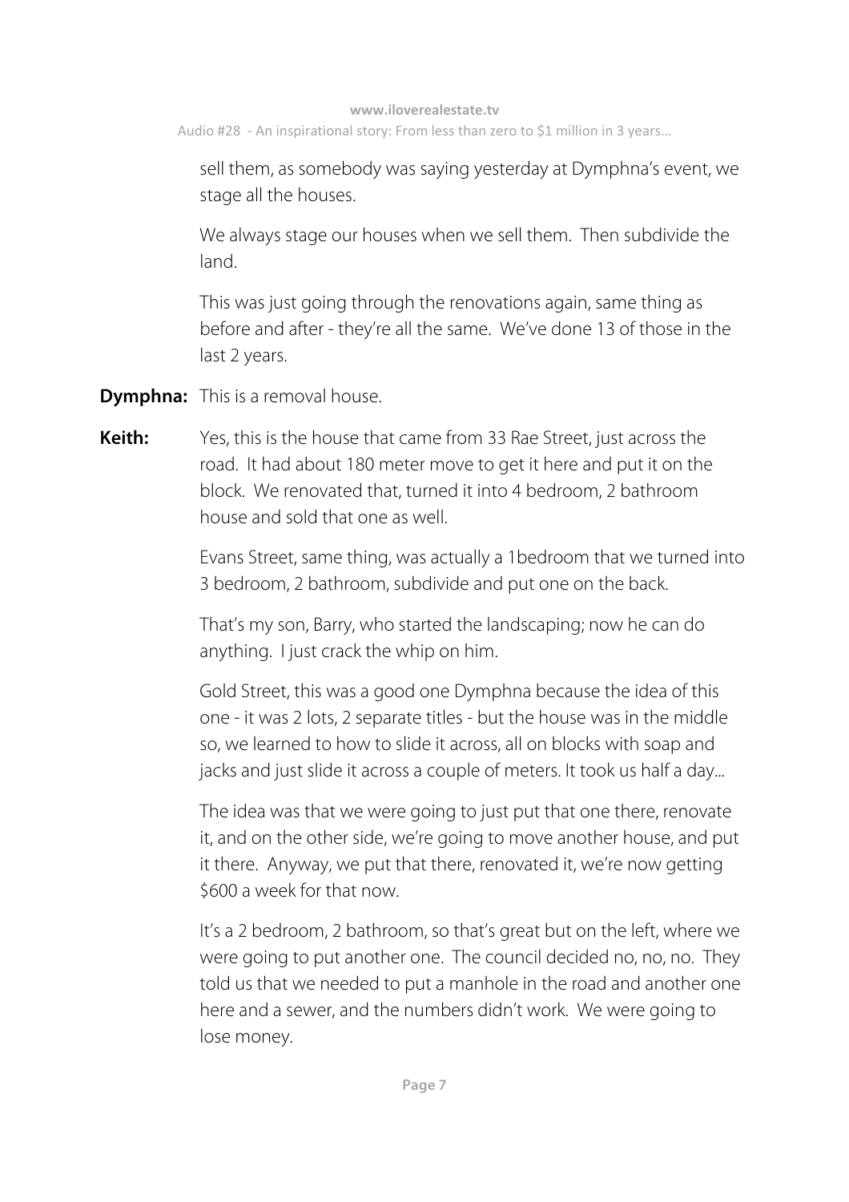sell them, as somebody was saying yesterday at Dymphna's event, we stage all the houses.

We always stage our houses when we sell them. Then subdivide the land.

This was just going through the renovations again, same thing as before and after - they're all the same. We've done 13 of those in the last 2 years.

**Dymphna:** This is a removal house.

**Keith:** Yes, this is the house that came from 33 Rae Street, just across the road. It had about 180 meter move to get it here and put it on the block. We renovated that, turned it into 4 bedroom, 2 bathroom house and sold that one as well.

Evans Street, same thing, was actually a 1bedroom that we turned into 3 bedroom, 2 bathroom, subdivide and put one on the back.

That's my son, Barry, who started the landscaping; now he can do anything. I just crack the whip on him.

Gold Street, this was a good one Dymphna because the idea of this one - it was 2 lots, 2 separate titles - but the house was in the middle so, we learned to how to slide it across, all on blocks with soap and jacks and just slide it across a couple of meters. It took us half a day...

The idea was that we were going to just put that one there, renovate it, and on the other side, we're going to move another house, and put it there. Anyway, we put that there, renovated it, we're now getting $600 a week for that now.

It's a 2 bedroom, 2 bathroom, so that's great but on the left, where we were going to put another one. The council decided no, no, no. They told us that we needed to put a manhole in the road and another one here and a sewer, and the numbers didn't work. We were going to lose money.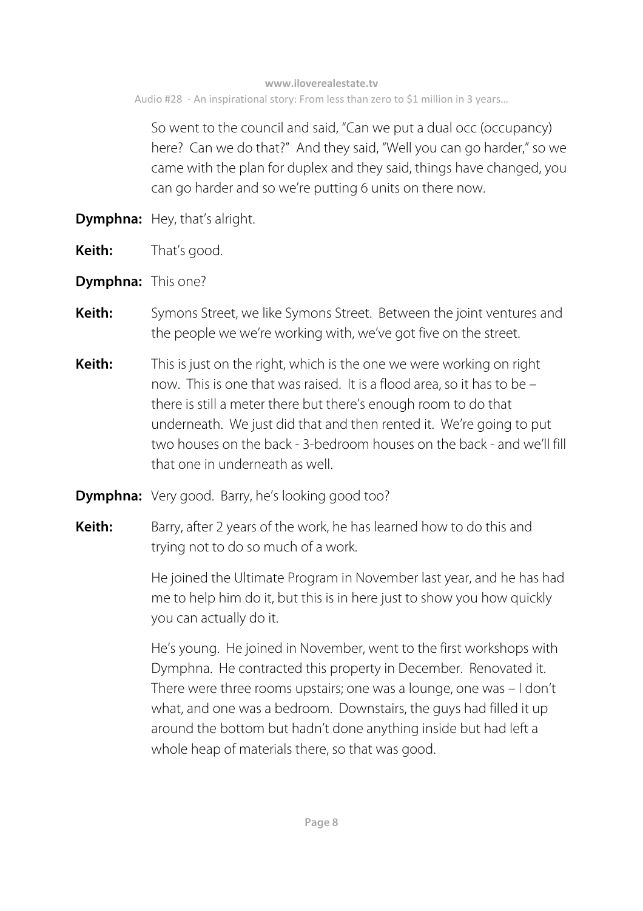So went to the council and said, "Can we put a dual occ (occupancy) here? Can we do that?" And they said, "Well you can go harder," so we came with the plan for duplex and they said, things have changed, you can go harder and so we're putting 6 units on there now.

**Dymphna:** Hey, that's alright.

**Keith:** That's good.

**Dymphna:** This one?

**Keith:** Symons Street, we like Symons Street. Between the joint ventures and the people we we're working with, we've got five on the street.

**Keith:** This is just on the right, which is the one we were working on right now. This is one that was raised. It is a flood area, so it has to be – there is still a meter there but there's enough room to do that underneath. We just did that and then rented it. We're going to put two houses on the back - 3-bedroom houses on the back - and we'll fill that one in underneath as well.

**Dymphna:** Very good. Barry, he's looking good too?

**Keith:** Barry, after 2 years of the work, he has learned how to do this and trying not to do so much of a work.

He joined the Ultimate Program in November last year, and he has had me to help him do it, but this is in here just to show you how quickly you can actually do it.

He's young. He joined in November, went to the first workshops with Dymphna. He contracted this property in December. Renovated it. There were three rooms upstairs; one was a lounge, one was – I don't what, and one was a bedroom. Downstairs, the guys had filled it up around the bottom but hadn't done anything inside but had left a whole heap of materials there, so that was good.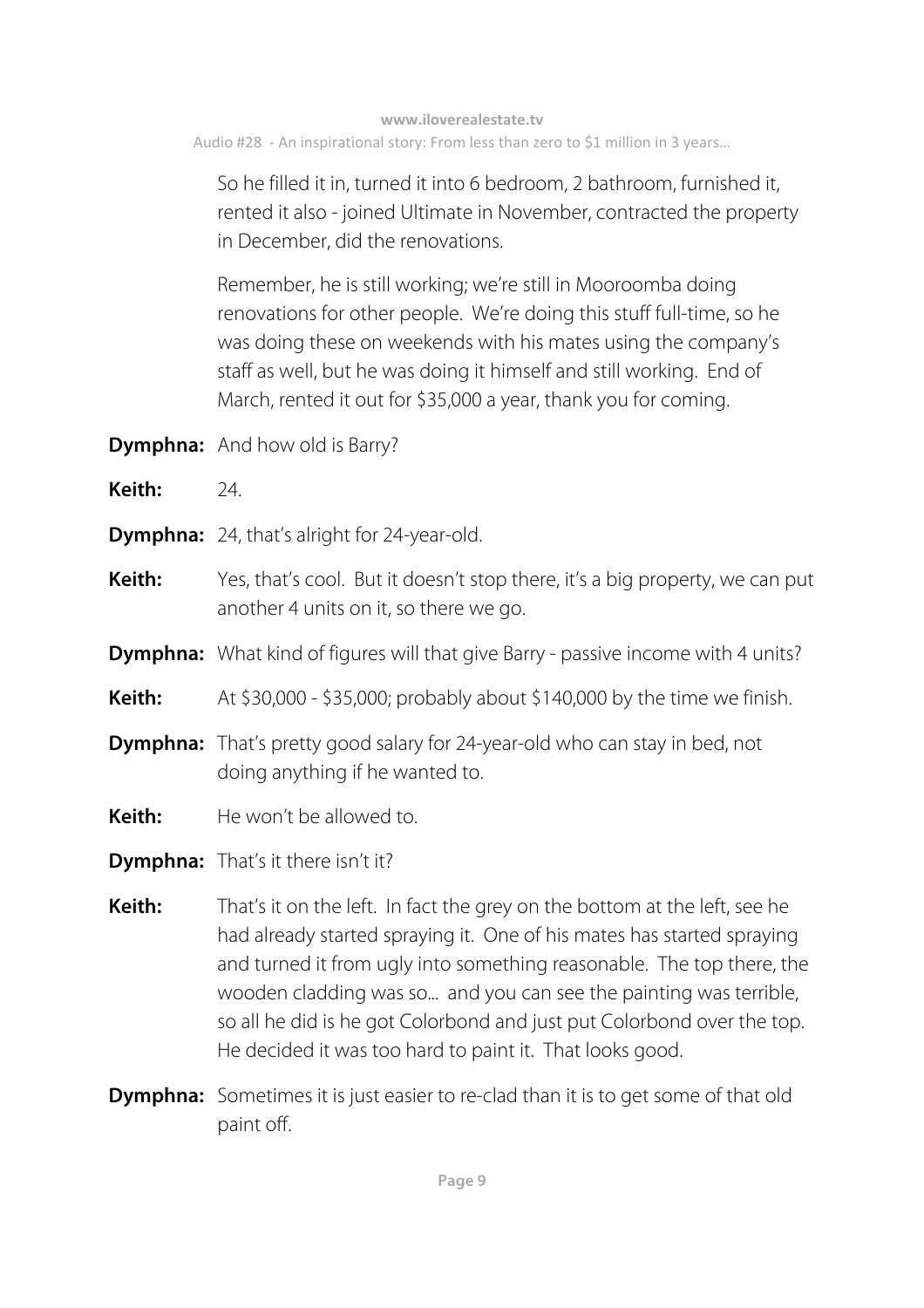So he filled it in, turned it into 6 bedroom, 2 bathroom, furnished it, rented it also - joined Ultimate in November, contracted the property in December, did the renovations.

Remember, he is still working; we're still in Mooroomba doing renovations for other people. We're doing this stuff full-time, so he was doing these on weekends with his mates using the company's staff as well, but he was doing it himself and still working. End of March, rented it out for $35,000 a year, thank you for coming.

**Dymphna:** And how old is Barry?

**Keith:** 24.

**Dymphna:** 24, that's alright for 24-year-old.

**Keith:** Yes, that's cool. But it doesn't stop there, it's a big property, we can put another 4 units on it, so there we go.

**Dymphna:** What kind of figures will that give Barry - passive income with 4 units?

**Keith:** At $30,000 - $35,000; probably about $140,000 by the time we finish.

**Dymphna:** That's pretty good salary for 24-year-old who can stay in bed, not doing anything if he wanted to.

**Keith:** He won't be allowed to.

**Dymphna:** That's it there isn't it?

**Keith:** That's it on the left. In fact the grey on the bottom at the left, see he had already started spraying it. One of his mates has started spraying and turned it from ugly into something reasonable. The top there, the wooden cladding was so... and you can see the painting was terrible, so all he did is he got Colorbond and just put Colorbond over the top. He decided it was too hard to paint it. That looks good.

**Dymphna:** Sometimes it is just easier to re-clad than it is to get some of that old paint off.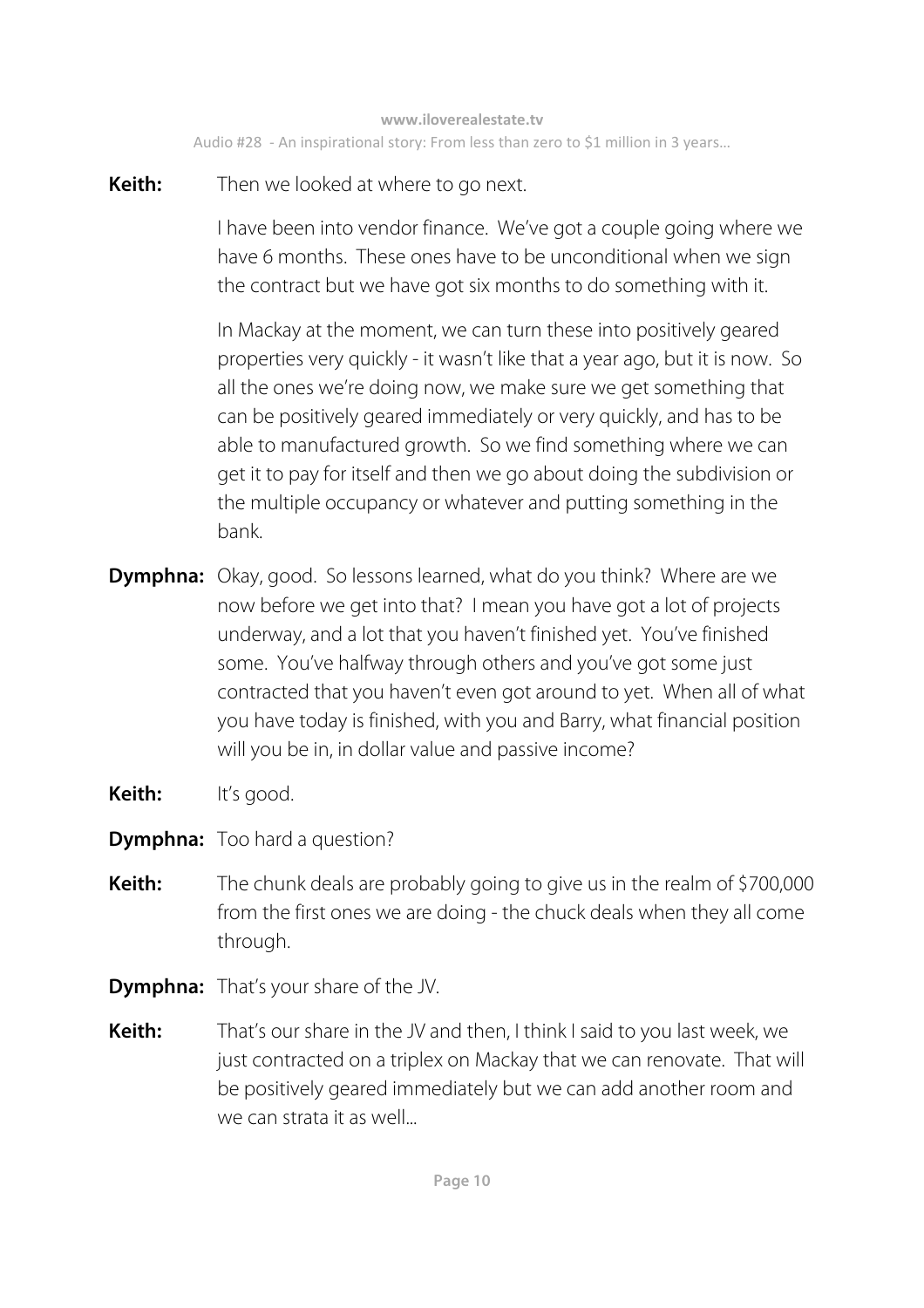**Keith:** Then we looked at where to go next.

I have been into vendor finance. We've got a couple going where we have 6 months. These ones have to be unconditional when we sign the contract but we have got six months to do something with it.

In Mackay at the moment, we can turn these into positively geared properties very quickly - it wasn't like that a year ago, but it is now. So all the ones we're doing now, we make sure we get something that can be positively geared immediately or very quickly, and has to be able to manufactured growth. So we find something where we can get it to pay for itself and then we go about doing the subdivision or the multiple occupancy or whatever and putting something in the bank.

**Dymphna:** Okay, good. So lessons learned, what do you think? Where are we now before we get into that? I mean you have got a lot of projects underway, and a lot that you haven't finished yet. You've finished some. You've halfway through others and you've got some just contracted that you haven't even got around to yet. When all of what you have today is finished, with you and Barry, what financial position will you be in, in dollar value and passive income?

**Keith:** It's good.

**Dymphna:** Too hard a question?

**Keith:** The chunk deals are probably going to give us in the realm of $700,000 from the first ones we are doing - the chuck deals when they all come through.

**Dymphna:** That's your share of the JV.

**Keith:** That's our share in the JV and then, I think I said to you last week, we just contracted on a triplex on Mackay that we can renovate. That will be positively geared immediately but we can add another room and we can strata it as well...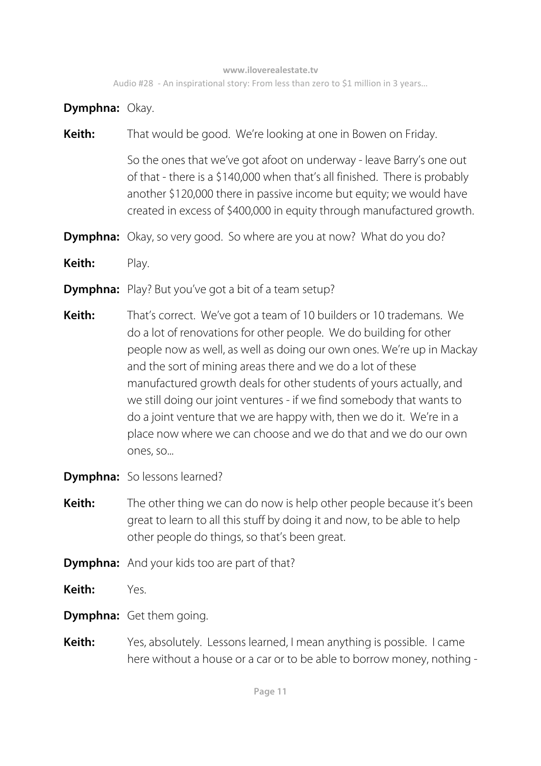**Dymphna:** Okay.

**Keith:** That would be good. We're looking at one in Bowen on Friday.

So the ones that we've got afoot on underway - leave Barry's one out of that - there is a $140,000 when that's all finished. There is probably another $120,000 there in passive income but equity; we would have created in excess of $400,000 in equity through manufactured growth.

**Dymphna:** Okay, so very good. So where are you at now? What do you do?

**Keith:** Play.

**Dymphna:** Play? But you've got a bit of a team setup?

**Keith:** That's correct. We've got a team of 10 builders or 10 trademans. We do a lot of renovations for other people. We do building for other people now as well, as well as doing our own ones. We're up in Mackay and the sort of mining areas there and we do a lot of these manufactured growth deals for other students of yours actually, and we still doing our joint ventures - if we find somebody that wants to do a joint venture that we are happy with, then we do it. We're in a place now where we can choose and we do that and we do our own ones, so...

**Dymphna:** So lessons learned?

**Keith:** The other thing we can do now is help other people because it's been great to learn to all this stuff by doing it and now, to be able to help other people do things, so that's been great.

**Dymphna:** And your kids too are part of that?

**Keith:** Yes.

**Dymphna:** Get them going.

**Keith:** Yes, absolutely. Lessons learned, I mean anything is possible. I came here without a house or a car or to be able to borrow money, nothing -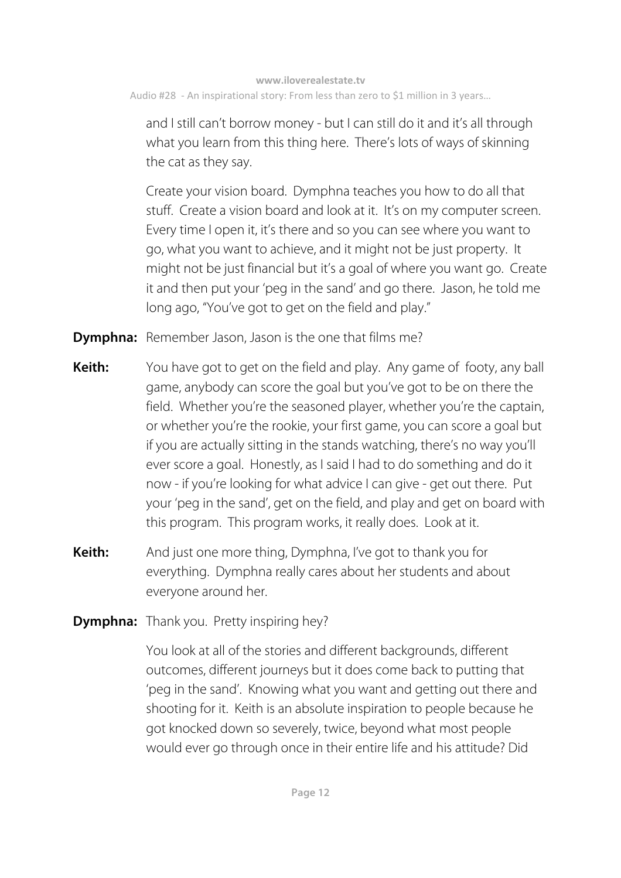and I still can't borrow money - but I can still do it and it's all through what you learn from this thing here. There's lots of ways of skinning the cat as they say.

Create your vision board. Dymphna teaches you how to do all that stuff. Create a vision board and look at it. It's on my computer screen. Every time I open it, it's there and so you can see where you want to go, what you want to achieve, and it might not be just property. It might not be just financial but it's a goal of where you want go. Create it and then put your 'peg in the sand' and go there. Jason, he told me long ago, "You've got to get on the field and play."

**Dymphna:** Remember Jason, Jason is the one that films me?

**Keith:** You have got to get on the field and play. Any game of footy, any ball game, anybody can score the goal but you've got to be on there the field. Whether you're the seasoned player, whether you're the captain, or whether you're the rookie, your first game, you can score a goal but if you are actually sitting in the stands watching, there's no way you'll ever score a goal. Honestly, as I said I had to do something and do it now - if you're looking for what advice I can give - get out there. Put your 'peg in the sand', get on the field, and play and get on board with this program. This program works, it really does. Look at it.

**Keith:** And just one more thing, Dymphna, I've got to thank you for everything. Dymphna really cares about her students and about everyone around her.

**Dymphna:** Thank you. Pretty inspiring hey?

You look at all of the stories and different backgrounds, different outcomes, different journeys but it does come back to putting that 'peg in the sand'. Knowing what you want and getting out there and shooting for it. Keith is an absolute inspiration to people because he got knocked down so severely, twice, beyond what most people would ever go through once in their entire life and his attitude? Did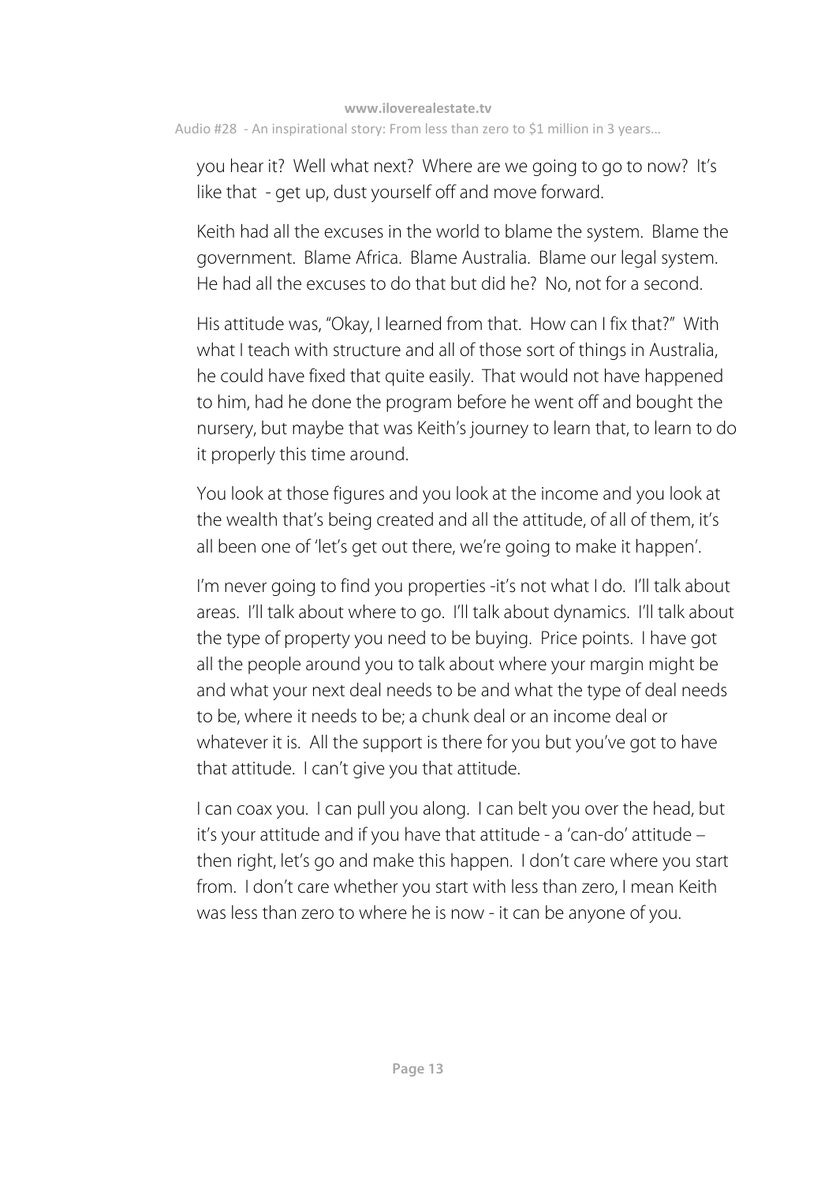you hear it? Well what next? Where are we going to go to now? It's like that - get up, dust yourself off and move forward.

Keith had all the excuses in the world to blame the system. Blame the government. Blame Africa. Blame Australia. Blame our legal system. He had all the excuses to do that but did he? No, not for a second.

His attitude was, "Okay, I learned from that. How can I fix that?" With what I teach with structure and all of those sort of things in Australia, he could have fixed that quite easily. That would not have happened to him, had he done the program before he went off and bought the nursery, but maybe that was Keith's journey to learn that, to learn to do it properly this time around.

You look at those figures and you look at the income and you look at the wealth that's being created and all the attitude, of all of them, it's all been one of 'let's get out there, we're going to make it happen'.

I'm never going to find you properties -it's not what I do. I'll talk about areas. I'll talk about where to go. I'll talk about dynamics. I'll talk about the type of property you need to be buying. Price points. I have got all the people around you to talk about where your margin might be and what your next deal needs to be and what the type of deal needs to be, where it needs to be; a chunk deal or an income deal or whatever it is. All the support is there for you but you've got to have that attitude. I can't give you that attitude.

I can coax you. I can pull you along. I can belt you over the head, but it's your attitude and if you have that attitude - a 'can-do' attitude – then right, let's go and make this happen. I don't care where you start from. I don't care whether you start with less than zero, I mean Keith was less than zero to where he is now - it can be anyone of you.